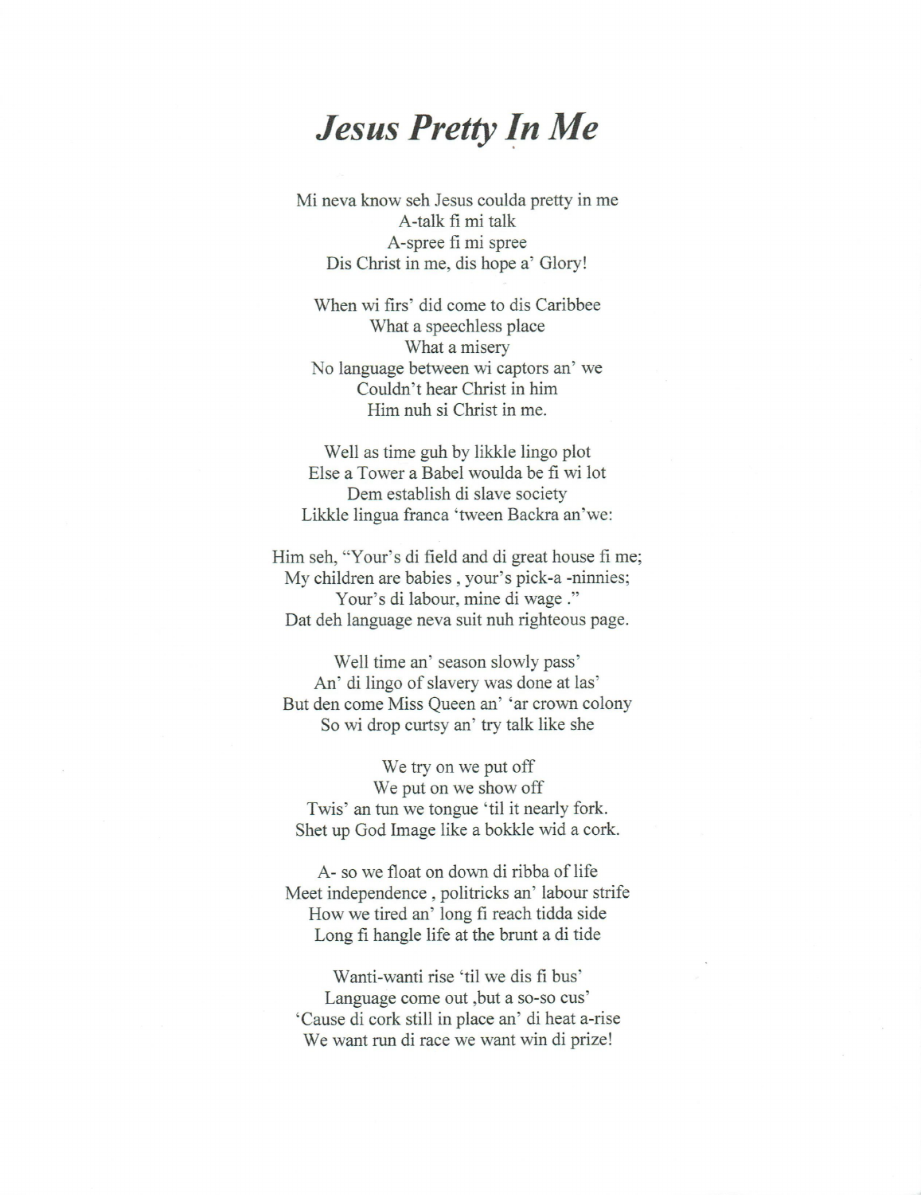# *Jesus Pretty In Me*

Mi neva know seh Jesus coulda pretty in me
A-talk fi mi talk
A-spree fi mi spree
Dis Christ in me, dis hope a' Glory!

When wi firs' did come to dis Caribbee
What a speechless place
What a misery
No language between wi captors an' we
Couldn't hear Christ in him
Him nuh si Christ in me.

Well as time guh by likkle lingo plot
Else a Tower a Babel woulda be fi wi lot
Dem establish di slave society
Likkle lingua franca 'tween Backra an'we:

Him seh, "Your's di field and di great house fi me;
My children are babies , your's pick-a -ninnies;
Your's di labour, mine di wage ."
Dat deh language neva suit nuh righteous page.

Well time an' season slowly pass'
An' di lingo of slavery was done at las'
But den come Miss Queen an' 'ar crown colony
So wi drop curtsy an' try talk like she

We try on we put off
We put on we show off
Twis' an tun we tongue 'til it nearly fork.
Shet up God Image like a bokkle wid a cork.

A- so we float on down di ribba of life
Meet independence , politricks an' labour strife
How we tired an' long fi reach tidda side
Long fi hangle life at the brunt a di tide

Wanti-wanti rise 'til we dis fi bus'
Language come out ,but a so-so cus'
'Cause di cork still in place an' di heat a-rise
We want run di race we want win di prize!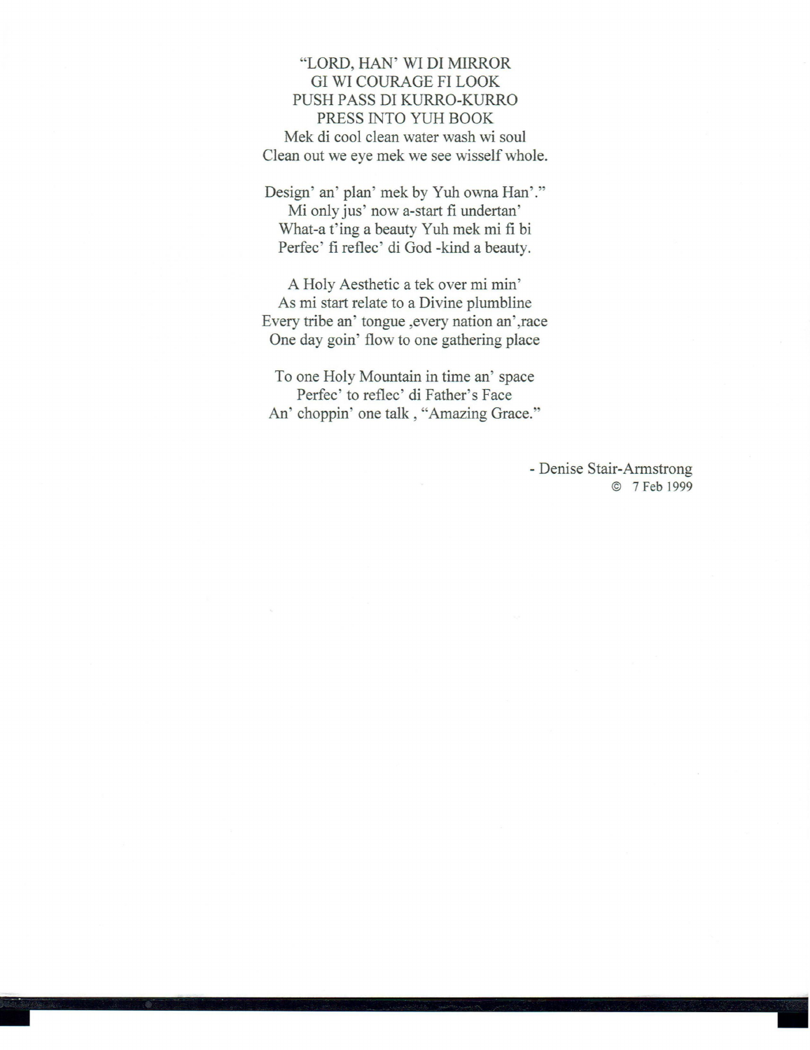"LORD, HAN' WI DI MIRROR
GI WI COURAGE FI LOOK
PUSH PASS DI KURRO-KURRO
PRESS INTO YUH BOOK
Mek di cool clean water wash wi soul
Clean out we eye mek we see wisself whole.

Design' an' plan' mek by Yuh owna Han'."
Mi only jus' now a-start fi undertan'
What-a t'ing a beauty Yuh mek mi fi bi
Perfec' fi reflec' di God -kind a beauty.

A Holy Aesthetic a tek over mi min'
As mi start relate to a Divine plumbline
Every tribe an' tongue ,every nation an',race
One day goin' flow to one gathering place

To one Holy Mountain in time an' space
Perfec' to reflec' di Father's Face
An' choppin' one talk , "Amazing Grace."

- Denise Stair-Armstrong
© 7 Feb 1999